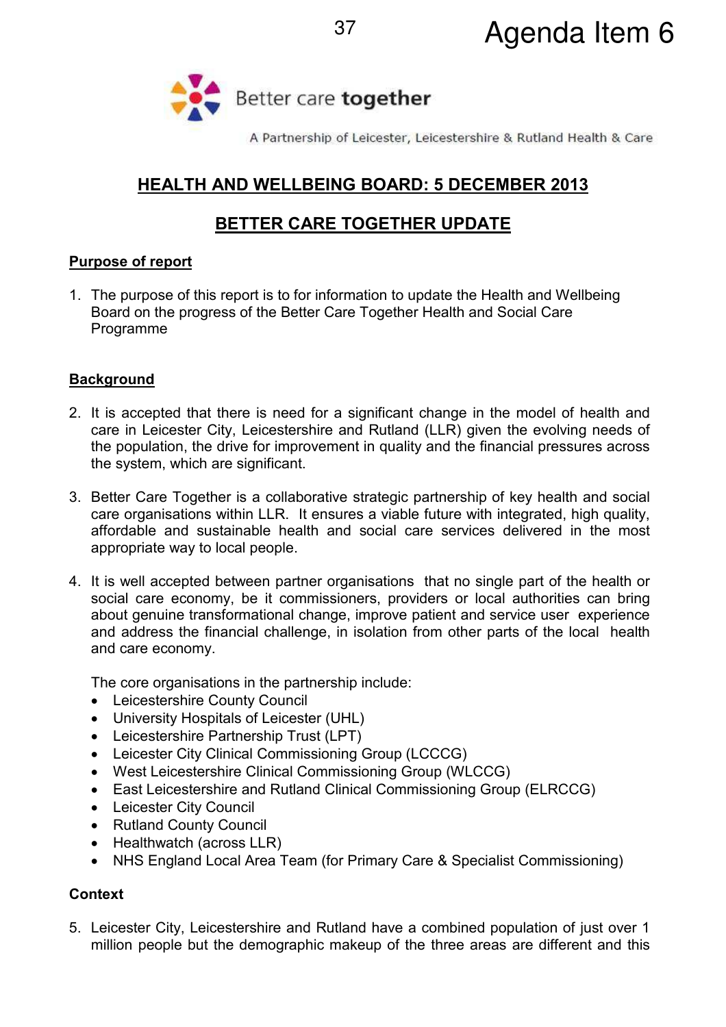Agenda Item 6

Better care **together**

A Partnership of Leicester, Leicestershire & Rutland Health & Care

# HEALTH AND WELLBEING BOARD: 5 DECEMBER 2013

# BETTER CARE TOGETHER UPDATE

## Purpose of report

1. The purpose of this report is to for information to update the Health and Wellbeing Board on the progress of the Better Care Together Health and Social Care Programme

## Background

2. It is accepted that there is need for a significant change in the model of health and care in Leicester City, Leicestershire and Rutland (LLR) given the evolving needs of the population, the drive for improvement in quality and the financial pressures across the system, which are significant.

3. Better Care Together is a collaborative strategic partnership of key health and social care organisations within LLR. It ensures a viable future with integrated, high quality, affordable and sustainable health and social care services delivered in the most appropriate way to local people.

4. It is well accepted between partner organisations that no single part of the health or social care economy, be it commissioners, providers or local authorities can bring about genuine transformational change, improve patient and service user experience and address the financial challenge, in isolation from other parts of the local health and care economy.

   The core organisations in the partnership include:
   - Leicestershire County Council
   - University Hospitals of Leicester (UHL)
   - Leicestershire Partnership Trust (LPT)
   - Leicester City Clinical Commissioning Group (LCCCG)
   - West Leicestershire Clinical Commissioning Group (WLCCG)
   - East Leicestershire and Rutland Clinical Commissioning Group (ELRCCG)
   - Leicester City Council
   - Rutland County Council
   - Healthwatch (across LLR)
   - NHS England Local Area Team (for Primary Care & Specialist Commissioning)

## Context

5. Leicester City, Leicestershire and Rutland have a combined population of just over 1 million people but the demographic makeup of the three areas are different and this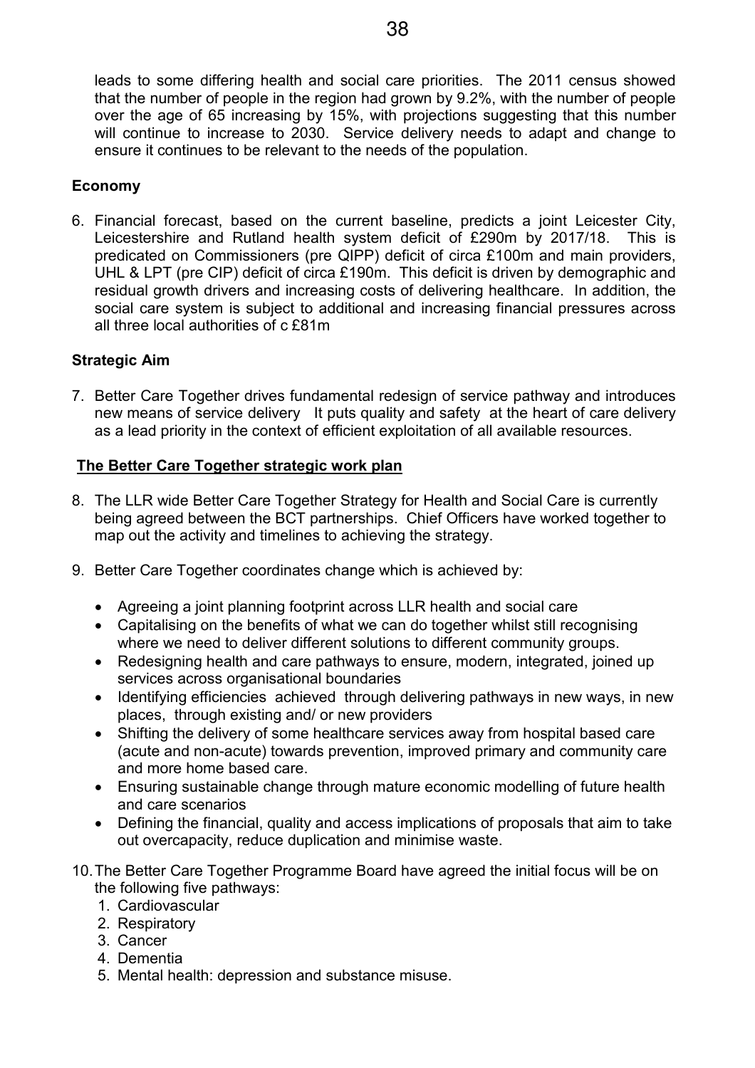leads to some differing health and social care priorities. The 2011 census showed that the number of people in the region had grown by 9.2%, with the number of people over the age of 65 increasing by 15%, with projections suggesting that this number will continue to increase to 2030. Service delivery needs to adapt and change to ensure it continues to be relevant to the needs of the population.

**Economy**

6. Financial forecast, based on the current baseline, predicts a joint Leicester City, Leicestershire and Rutland health system deficit of £290m by 2017/18. This is predicated on Commissioners (pre QIPP) deficit of circa £100m and main providers, UHL & LPT (pre CIP) deficit of circa £190m. This deficit is driven by demographic and residual growth drivers and increasing costs of delivering healthcare. In addition, the social care system is subject to additional and increasing financial pressures across all three local authorities of c £81m

**Strategic Aim**

7. Better Care Together drives fundamental redesign of service pathway and introduces new means of service delivery It puts quality and safety at the heart of care delivery as a lead priority in the context of efficient exploitation of all available resources.

**The Better Care Together strategic work plan**

8. The LLR wide Better Care Together Strategy for Health and Social Care is currently being agreed between the BCT partnerships. Chief Officers have worked together to map out the activity and timelines to achieving the strategy.

9. Better Care Together coordinates change which is achieved by:

   - Agreeing a joint planning footprint across LLR health and social care
   - Capitalising on the benefits of what we can do together whilst still recognising where we need to deliver different solutions to different community groups.
   - Redesigning health and care pathways to ensure, modern, integrated, joined up services across organisational boundaries
   - Identifying efficiencies achieved through delivering pathways in new ways, in new places, through existing and/ or new providers
   - Shifting the delivery of some healthcare services away from hospital based care (acute and non-acute) towards prevention, improved primary and community care and more home based care.
   - Ensuring sustainable change through mature economic modelling of future health and care scenarios
   - Defining the financial, quality and access implications of proposals that aim to take out overcapacity, reduce duplication and minimise waste.

10. The Better Care Together Programme Board have agreed the initial focus will be on the following five pathways:
    1. Cardiovascular
    2. Respiratory
    3. Cancer
    4. Dementia
    5. Mental health: depression and substance misuse.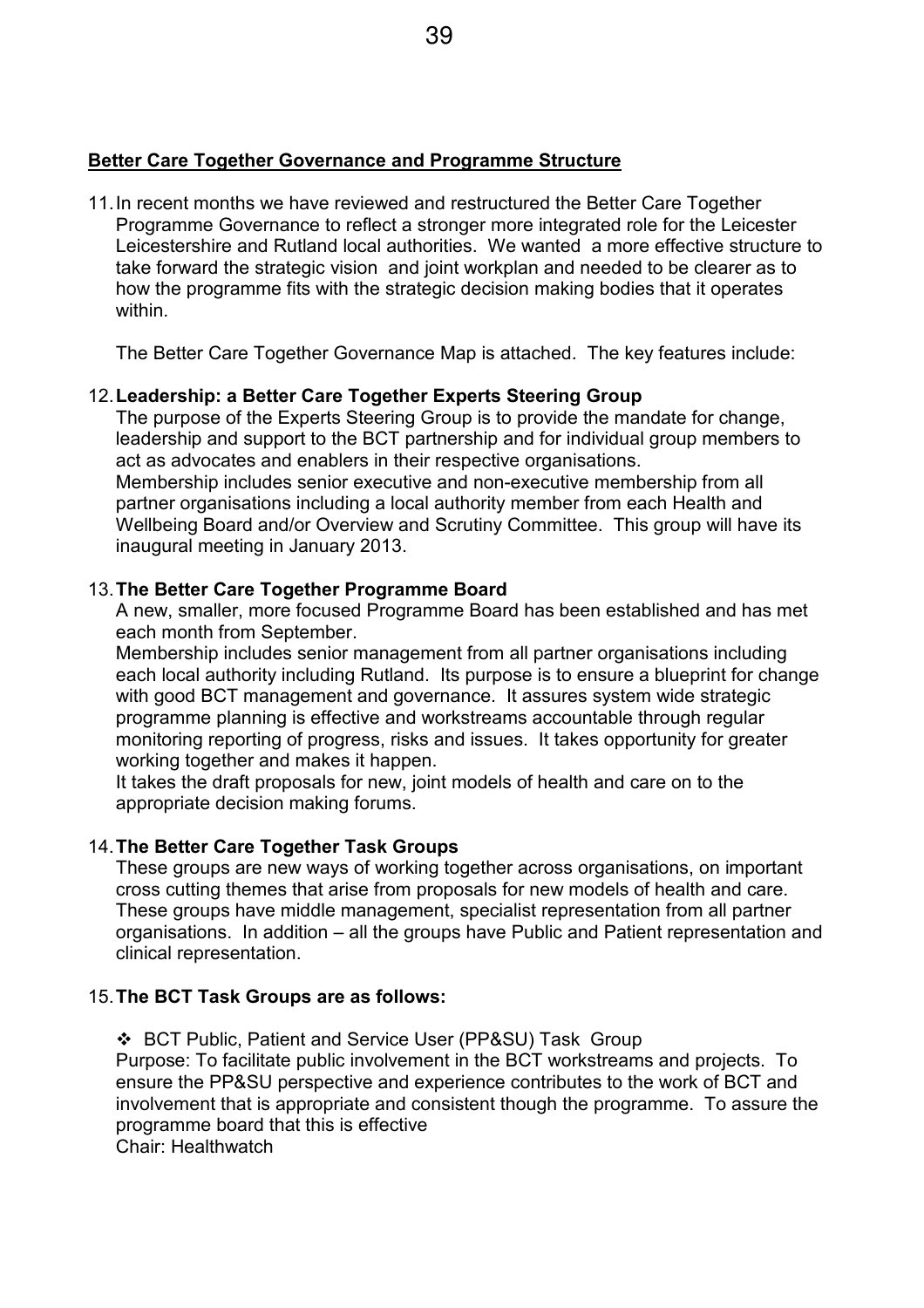## **Better Care Together Governance and Programme Structure**

11. In recent months we have reviewed and restructured the Better Care Together Programme Governance to reflect a stronger more integrated role for the Leicester Leicestershire and Rutland local authorities. We wanted a more effective structure to take forward the strategic vision and joint workplan and needed to be clearer as to how the programme fits with the strategic decision making bodies that it operates within.

    The Better Care Together Governance Map is attached. The key features include:

12. **Leadership: a Better Care Together Experts Steering Group**
    The purpose of the Experts Steering Group is to provide the mandate for change, leadership and support to the BCT partnership and for individual group members to act as advocates and enablers in their respective organisations.
    Membership includes senior executive and non-executive membership from all partner organisations including a local authority member from each Health and Wellbeing Board and/or Overview and Scrutiny Committee. This group will have its inaugural meeting in January 2013.

13. **The Better Care Together Programme Board**
    A new, smaller, more focused Programme Board has been established and has met each month from September.
    Membership includes senior management from all partner organisations including each local authority including Rutland. Its purpose is to ensure a blueprint for change with good BCT management and governance. It assures system wide strategic programme planning is effective and workstreams accountable through regular monitoring reporting of progress, risks and issues. It takes opportunity for greater working together and makes it happen.
    It takes the draft proposals for new, joint models of health and care on to the appropriate decision making forums.

14. **The Better Care Together Task Groups**
    These groups are new ways of working together across organisations, on important cross cutting themes that arise from proposals for new models of health and care. These groups have middle management, specialist representation from all partner organisations. In addition – all the groups have Public and Patient representation and clinical representation.

15. **The BCT Task Groups are as follows:**

    ❖ BCT Public, Patient and Service User (PP&SU) Task Group
    Purpose: To facilitate public involvement in the BCT workstreams and projects. To ensure the PP&SU perspective and experience contributes to the work of BCT and involvement that is appropriate and consistent though the programme. To assure the programme board that this is effective
    Chair: Healthwatch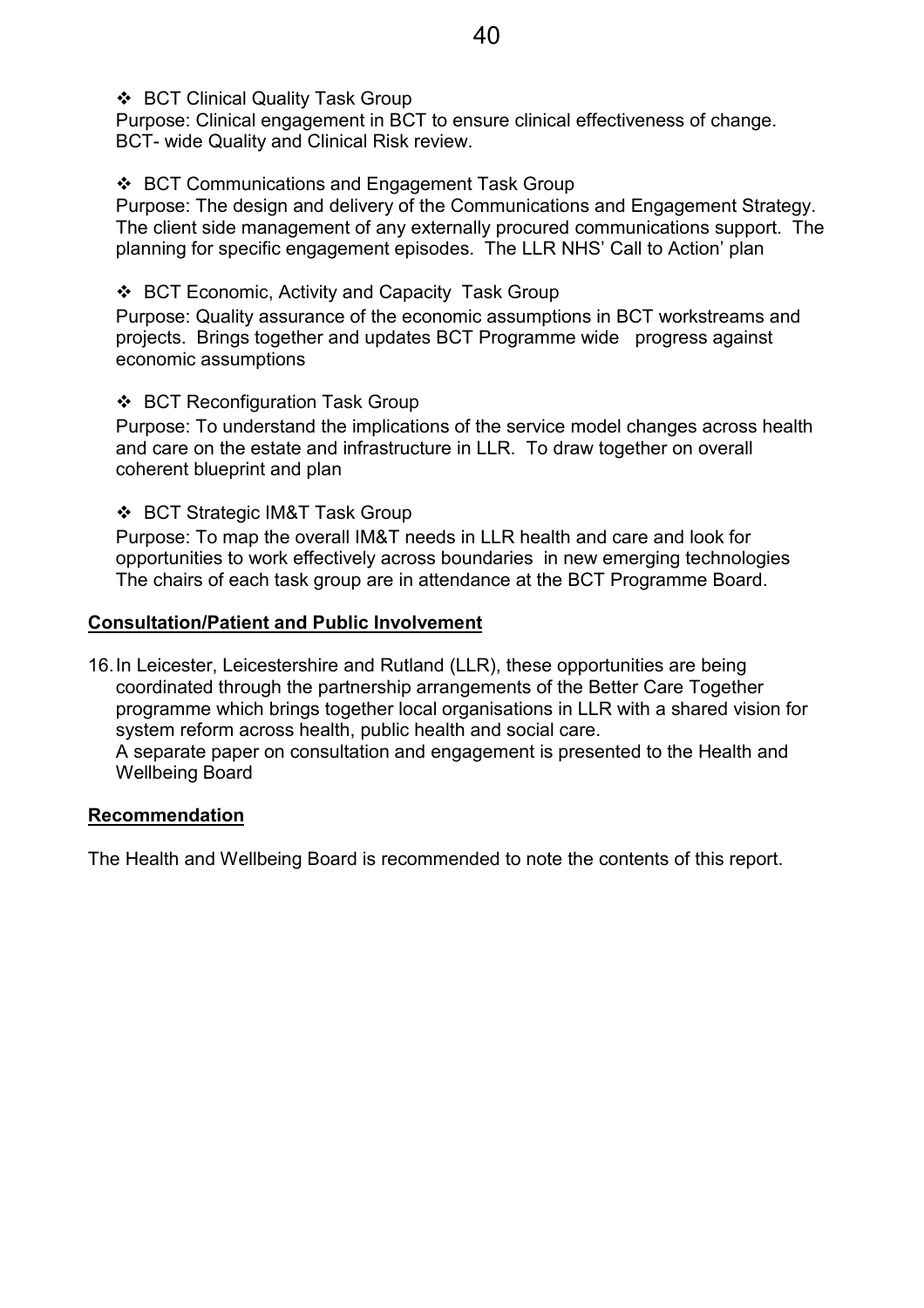- BCT Clinical Quality Task Group

  Purpose: Clinical engagement in BCT to ensure clinical effectiveness of change. BCT- wide Quality and Clinical Risk review.

- BCT Communications and Engagement Task Group

  Purpose: The design and delivery of the Communications and Engagement Strategy. The client side management of any externally procured communications support. The planning for specific engagement episodes. The LLR NHS' Call to Action' plan

- BCT Economic, Activity and Capacity Task Group

  Purpose: Quality assurance of the economic assumptions in BCT workstreams and projects. Brings together and updates BCT Programme wide progress against economic assumptions

- BCT Reconfiguration Task Group

  Purpose: To understand the implications of the service model changes across health and care on the estate and infrastructure in LLR. To draw together on overall coherent blueprint and plan

- BCT Strategic IM&T Task Group

  Purpose: To map the overall IM&T needs in LLR health and care and look for opportunities to work effectively across boundaries in new emerging technologies The chairs of each task group are in attendance at the BCT Programme Board.

**Consultation/Patient and Public Involvement**

16. In Leicester, Leicestershire and Rutland (LLR), these opportunities are being coordinated through the partnership arrangements of the Better Care Together programme which brings together local organisations in LLR with a shared vision for system reform across health, public health and social care.
    A separate paper on consultation and engagement is presented to the Health and Wellbeing Board

**Recommendation**

The Health and Wellbeing Board is recommended to note the contents of this report.